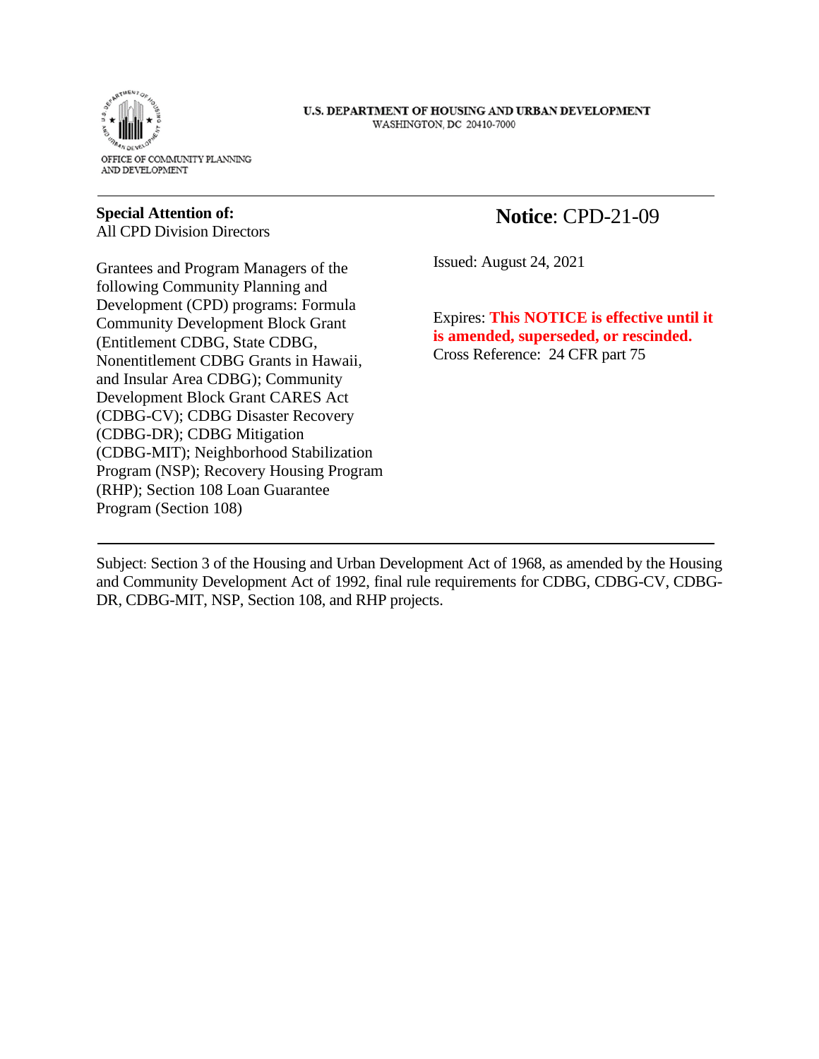U.S. DEPARTMENT OF HOUSING AND URBAN DEVELOPMENT
WASHINGTON, DC 20410-7000

OFFICE OF COMMUNITY PLANNING
AND DEVELOPMENT

---

**Special Attention of:**
All CPD Division Directors

Grantees and Program Managers of the following Community Planning and Development (CPD) programs: Formula Community Development Block Grant (Entitlement CDBG, State CDBG, Nonentitlement CDBG Grants in Hawaii, and Insular Area CDBG); Community Development Block Grant CARES Act (CDBG-CV); CDBG Disaster Recovery (CDBG-DR); CDBG Mitigation (CDBG-MIT); Neighborhood Stabilization Program (NSP); Recovery Housing Program (RHP); Section 108 Loan Guarantee Program (Section 108)

**Notice**: CPD-21-09

Issued: August 24, 2021

Expires: **This NOTICE is effective until it is amended, superseded, or rescinded.**
Cross Reference: 24 CFR part 75

---

Subject: Section 3 of the Housing and Urban Development Act of 1968, as amended by the Housing and Community Development Act of 1992, final rule requirements for CDBG, CDBG-CV, CDBG-DR, CDBG-MIT, NSP, Section 108, and RHP projects.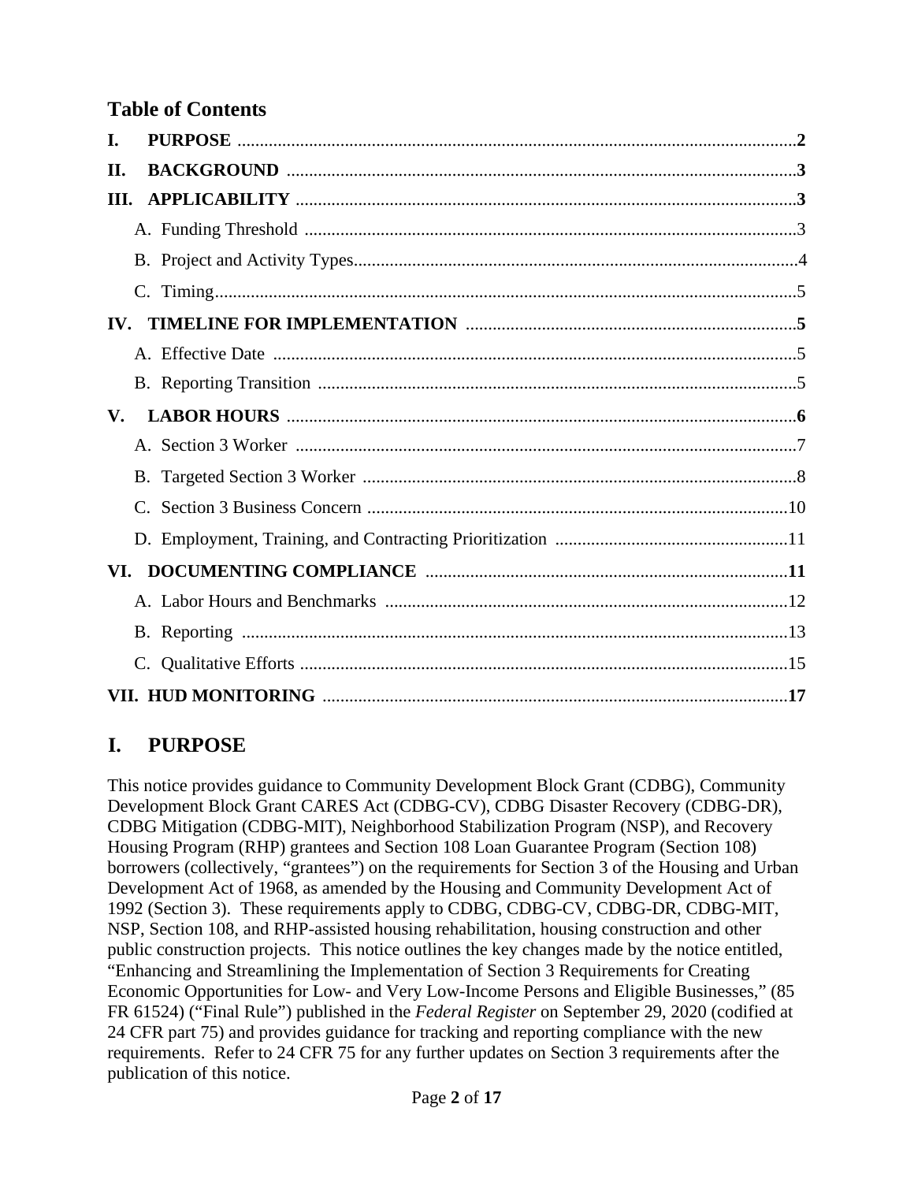## Table of Contents

- **I. PURPOSE** ..... **2**
- **II. BACKGROUND** ..... **3**
- **III. APPLICABILITY** ..... **3**
  - A. Funding Threshold ..... 3
  - B. Project and Activity Types ..... 4
  - C. Timing ..... 5
- **IV. TIMELINE FOR IMPLEMENTATION** ..... **5**
  - A. Effective Date ..... 5
  - B. Reporting Transition ..... 5
- **V. LABOR HOURS** ..... **6**
  - A. Section 3 Worker ..... 7
  - B. Targeted Section 3 Worker ..... 8
  - C. Section 3 Business Concern ..... 10
  - D. Employment, Training, and Contracting Prioritization ..... 11
- **VI. DOCUMENTING COMPLIANCE** ..... **11**
  - A. Labor Hours and Benchmarks ..... 12
  - B. Reporting ..... 13
  - C. Qualitative Efforts ..... 15
- **VII. HUD MONITORING** ..... **17**

# I. PURPOSE

This notice provides guidance to Community Development Block Grant (CDBG), Community Development Block Grant CARES Act (CDBG-CV), CDBG Disaster Recovery (CDBG-DR), CDBG Mitigation (CDBG-MIT), Neighborhood Stabilization Program (NSP), and Recovery Housing Program (RHP) grantees and Section 108 Loan Guarantee Program (Section 108) borrowers (collectively, "grantees") on the requirements for Section 3 of the Housing and Urban Development Act of 1968, as amended by the Housing and Community Development Act of 1992 (Section 3). These requirements apply to CDBG, CDBG-CV, CDBG-DR, CDBG-MIT, NSP, Section 108, and RHP-assisted housing rehabilitation, housing construction and other public construction projects. This notice outlines the key changes made by the notice entitled, "Enhancing and Streamlining the Implementation of Section 3 Requirements for Creating Economic Opportunities for Low- and Very Low-Income Persons and Eligible Businesses," (85 FR 61524) ("Final Rule") published in the *Federal Register* on September 29, 2020 (codified at 24 CFR part 75) and provides guidance for tracking and reporting compliance with the new requirements. Refer to 24 CFR 75 for any further updates on Section 3 requirements after the publication of this notice.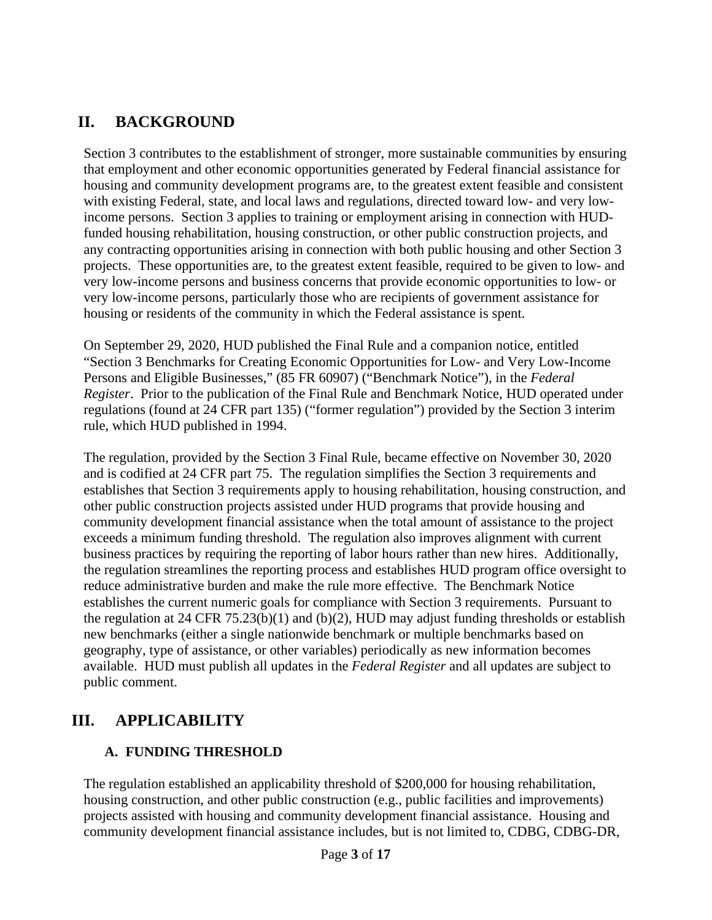## II. BACKGROUND

Section 3 contributes to the establishment of stronger, more sustainable communities by ensuring that employment and other economic opportunities generated by Federal financial assistance for housing and community development programs are, to the greatest extent feasible and consistent with existing Federal, state, and local laws and regulations, directed toward low- and very low-income persons. Section 3 applies to training or employment arising in connection with HUD-funded housing rehabilitation, housing construction, or other public construction projects, and any contracting opportunities arising in connection with both public housing and other Section 3 projects. These opportunities are, to the greatest extent feasible, required to be given to low- and very low-income persons and business concerns that provide economic opportunities to low- or very low-income persons, particularly those who are recipients of government assistance for housing or residents of the community in which the Federal assistance is spent.

On September 29, 2020, HUD published the Final Rule and a companion notice, entitled "Section 3 Benchmarks for Creating Economic Opportunities for Low- and Very Low-Income Persons and Eligible Businesses," (85 FR 60907) ("Benchmark Notice"), in the *Federal Register*. Prior to the publication of the Final Rule and Benchmark Notice, HUD operated under regulations (found at 24 CFR part 135) ("former regulation") provided by the Section 3 interim rule, which HUD published in 1994.

The regulation, provided by the Section 3 Final Rule, became effective on November 30, 2020 and is codified at 24 CFR part 75. The regulation simplifies the Section 3 requirements and establishes that Section 3 requirements apply to housing rehabilitation, housing construction, and other public construction projects assisted under HUD programs that provide housing and community development financial assistance when the total amount of assistance to the project exceeds a minimum funding threshold. The regulation also improves alignment with current business practices by requiring the reporting of labor hours rather than new hires. Additionally, the regulation streamlines the reporting process and establishes HUD program office oversight to reduce administrative burden and make the rule more effective. The Benchmark Notice establishes the current numeric goals for compliance with Section 3 requirements. Pursuant to the regulation at 24 CFR 75.23(b)(1) and (b)(2), HUD may adjust funding thresholds or establish new benchmarks (either a single nationwide benchmark or multiple benchmarks based on geography, type of assistance, or other variables) periodically as new information becomes available. HUD must publish all updates in the *Federal Register* and all updates are subject to public comment.

## III. APPLICABILITY

### A. FUNDING THRESHOLD

The regulation established an applicability threshold of $200,000 for housing rehabilitation, housing construction, and other public construction (e.g., public facilities and improvements) projects assisted with housing and community development financial assistance. Housing and community development financial assistance includes, but is not limited to, CDBG, CDBG-DR,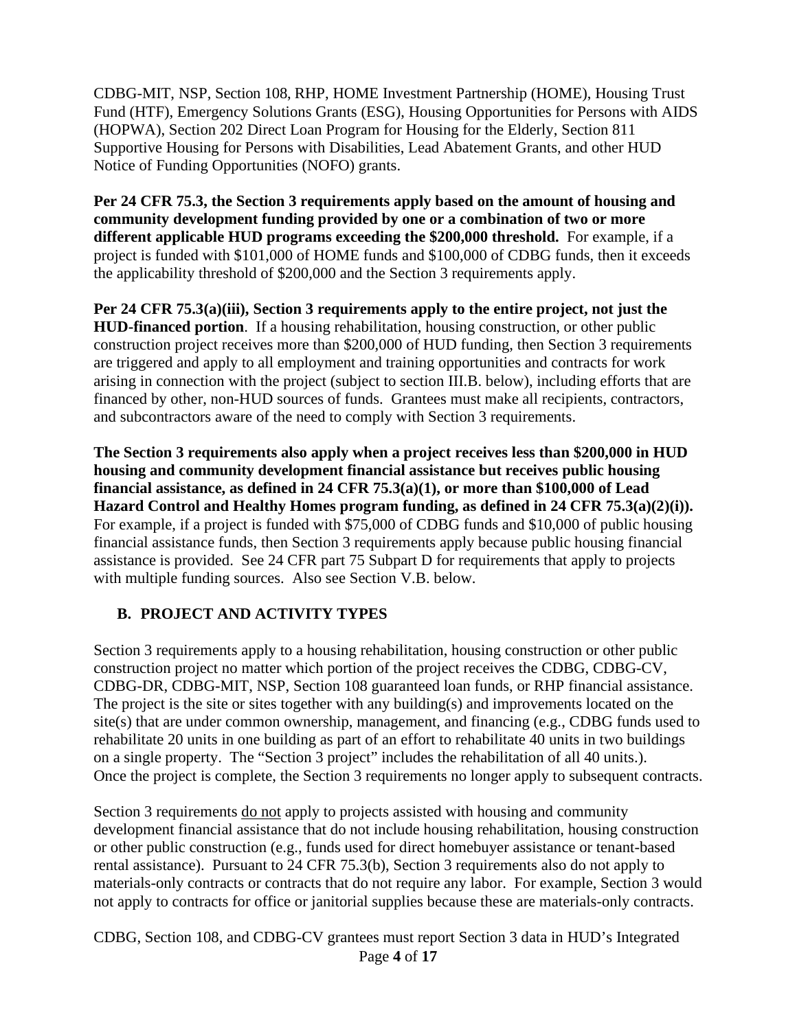CDBG-MIT, NSP, Section 108, RHP, HOME Investment Partnership (HOME), Housing Trust Fund (HTF), Emergency Solutions Grants (ESG), Housing Opportunities for Persons with AIDS (HOPWA), Section 202 Direct Loan Program for Housing for the Elderly, Section 811 Supportive Housing for Persons with Disabilities, Lead Abatement Grants, and other HUD Notice of Funding Opportunities (NOFO) grants.

**Per 24 CFR 75.3, the Section 3 requirements apply based on the amount of housing and community development funding provided by one or a combination of two or more different applicable HUD programs exceeding the $200,000 threshold.** For example, if a project is funded with $101,000 of HOME funds and $100,000 of CDBG funds, then it exceeds the applicability threshold of $200,000 and the Section 3 requirements apply.

**Per 24 CFR 75.3(a)(iii), Section 3 requirements apply to the entire project, not just the HUD-financed portion**. If a housing rehabilitation, housing construction, or other public construction project receives more than $200,000 of HUD funding, then Section 3 requirements are triggered and apply to all employment and training opportunities and contracts for work arising in connection with the project (subject to section III.B. below), including efforts that are financed by other, non-HUD sources of funds. Grantees must make all recipients, contractors, and subcontractors aware of the need to comply with Section 3 requirements.

**The Section 3 requirements also apply when a project receives less than $200,000 in HUD housing and community development financial assistance but receives public housing financial assistance, as defined in 24 CFR 75.3(a)(1), or more than $100,000 of Lead Hazard Control and Healthy Homes program funding, as defined in 24 CFR 75.3(a)(2)(i)).** For example, if a project is funded with $75,000 of CDBG funds and $10,000 of public housing financial assistance funds, then Section 3 requirements apply because public housing financial assistance is provided. See 24 CFR part 75 Subpart D for requirements that apply to projects with multiple funding sources. Also see Section V.B. below.

## B. PROJECT AND ACTIVITY TYPES

Section 3 requirements apply to a housing rehabilitation, housing construction or other public construction project no matter which portion of the project receives the CDBG, CDBG-CV, CDBG-DR, CDBG-MIT, NSP, Section 108 guaranteed loan funds, or RHP financial assistance. The project is the site or sites together with any building(s) and improvements located on the site(s) that are under common ownership, management, and financing (e.g., CDBG funds used to rehabilitate 20 units in one building as part of an effort to rehabilitate 40 units in two buildings on a single property. The "Section 3 project" includes the rehabilitation of all 40 units.). Once the project is complete, the Section 3 requirements no longer apply to subsequent contracts.

Section 3 requirements do not apply to projects assisted with housing and community development financial assistance that do not include housing rehabilitation, housing construction or other public construction (e.g., funds used for direct homebuyer assistance or tenant-based rental assistance). Pursuant to 24 CFR 75.3(b), Section 3 requirements also do not apply to materials-only contracts or contracts that do not require any labor. For example, Section 3 would not apply to contracts for office or janitorial supplies because these are materials-only contracts.

CDBG, Section 108, and CDBG-CV grantees must report Section 3 data in HUD's Integrated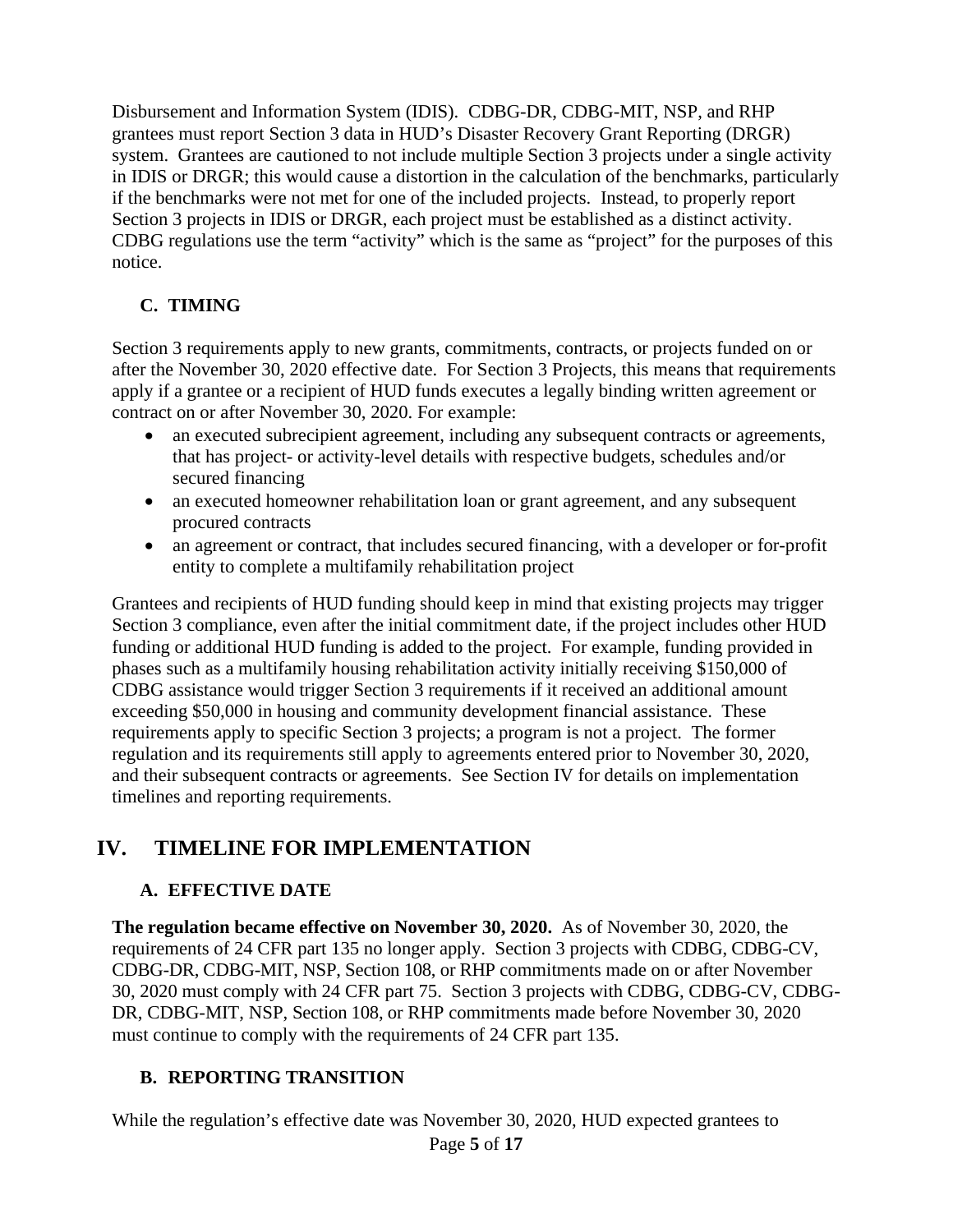Disbursement and Information System (IDIS). CDBG-DR, CDBG-MIT, NSP, and RHP grantees must report Section 3 data in HUD's Disaster Recovery Grant Reporting (DRGR) system. Grantees are cautioned to not include multiple Section 3 projects under a single activity in IDIS or DRGR; this would cause a distortion in the calculation of the benchmarks, particularly if the benchmarks were not met for one of the included projects. Instead, to properly report Section 3 projects in IDIS or DRGR, each project must be established as a distinct activity. CDBG regulations use the term "activity" which is the same as "project" for the purposes of this notice.

### C. TIMING

Section 3 requirements apply to new grants, commitments, contracts, or projects funded on or after the November 30, 2020 effective date. For Section 3 Projects, this means that requirements apply if a grantee or a recipient of HUD funds executes a legally binding written agreement or contract on or after November 30, 2020. For example:

- an executed subrecipient agreement, including any subsequent contracts or agreements, that has project- or activity-level details with respective budgets, schedules and/or secured financing
- an executed homeowner rehabilitation loan or grant agreement, and any subsequent procured contracts
- an agreement or contract, that includes secured financing, with a developer or for-profit entity to complete a multifamily rehabilitation project

Grantees and recipients of HUD funding should keep in mind that existing projects may trigger Section 3 compliance, even after the initial commitment date, if the project includes other HUD funding or additional HUD funding is added to the project. For example, funding provided in phases such as a multifamily housing rehabilitation activity initially receiving $150,000 of CDBG assistance would trigger Section 3 requirements if it received an additional amount exceeding $50,000 in housing and community development financial assistance. These requirements apply to specific Section 3 projects; a program is not a project. The former regulation and its requirements still apply to agreements entered prior to November 30, 2020, and their subsequent contracts or agreements. See Section IV for details on implementation timelines and reporting requirements.

## IV. TIMELINE FOR IMPLEMENTATION

### A. EFFECTIVE DATE

**The regulation became effective on November 30, 2020.** As of November 30, 2020, the requirements of 24 CFR part 135 no longer apply. Section 3 projects with CDBG, CDBG-CV, CDBG-DR, CDBG-MIT, NSP, Section 108, or RHP commitments made on or after November 30, 2020 must comply with 24 CFR part 75. Section 3 projects with CDBG, CDBG-CV, CDBG-DR, CDBG-MIT, NSP, Section 108, or RHP commitments made before November 30, 2020 must continue to comply with the requirements of 24 CFR part 135.

### B. REPORTING TRANSITION

While the regulation's effective date was November 30, 2020, HUD expected grantees to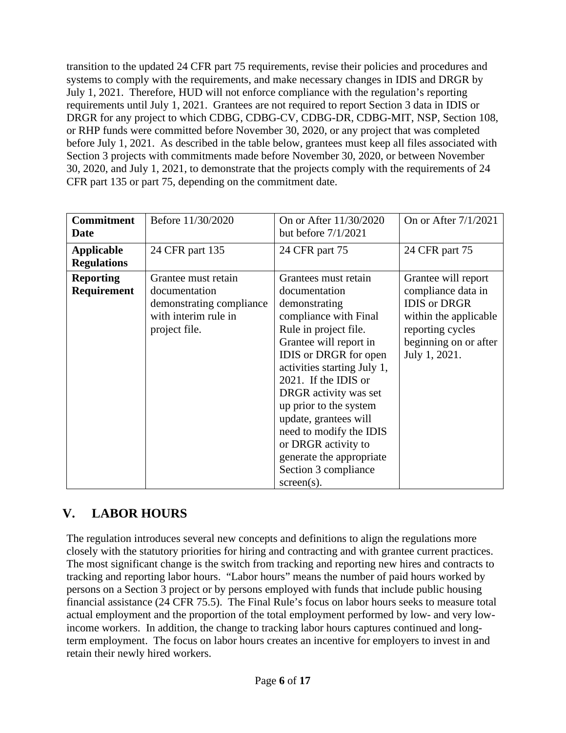transition to the updated 24 CFR part 75 requirements, revise their policies and procedures and systems to comply with the requirements, and make necessary changes in IDIS and DRGR by July 1, 2021. Therefore, HUD will not enforce compliance with the regulation's reporting requirements until July 1, 2021. Grantees are not required to report Section 3 data in IDIS or DRGR for any project to which CDBG, CDBG-CV, CDBG-DR, CDBG-MIT, NSP, Section 108, or RHP funds were committed before November 30, 2020, or any project that was completed before July 1, 2021. As described in the table below, grantees must keep all files associated with Section 3 projects with commitments made before November 30, 2020, or between November 30, 2020, and July 1, 2021, to demonstrate that the projects comply with the requirements of 24 CFR part 135 or part 75, depending on the commitment date.

| **Commitment Date** | Before 11/30/2020 | On or After 11/30/2020 but before 7/1/2021 | On or After 7/1/2021 |
|---|---|---|---|
| **Applicable Regulations** | 24 CFR part 135 | 24 CFR part 75 | 24 CFR part 75 |
| **Reporting Requirement** | Grantee must retain documentation demonstrating compliance with interim rule in project file. | Grantees must retain documentation demonstrating compliance with Final Rule in project file. Grantee will report in IDIS or DRGR for open activities starting July 1, 2021. If the IDIS or DRGR activity was set up prior to the system update, grantees will need to modify the IDIS or DRGR activity to generate the appropriate Section 3 compliance screen(s). | Grantee will report compliance data in IDIS or DRGR within the applicable reporting cycles beginning on or after July 1, 2021. |

## V. LABOR HOURS

The regulation introduces several new concepts and definitions to align the regulations more closely with the statutory priorities for hiring and contracting and with grantee current practices. The most significant change is the switch from tracking and reporting new hires and contracts to tracking and reporting labor hours. "Labor hours" means the number of paid hours worked by persons on a Section 3 project or by persons employed with funds that include public housing financial assistance (24 CFR 75.5). The Final Rule's focus on labor hours seeks to measure total actual employment and the proportion of the total employment performed by low- and very low-income workers. In addition, the change to tracking labor hours captures continued and long-term employment. The focus on labor hours creates an incentive for employers to invest in and retain their newly hired workers.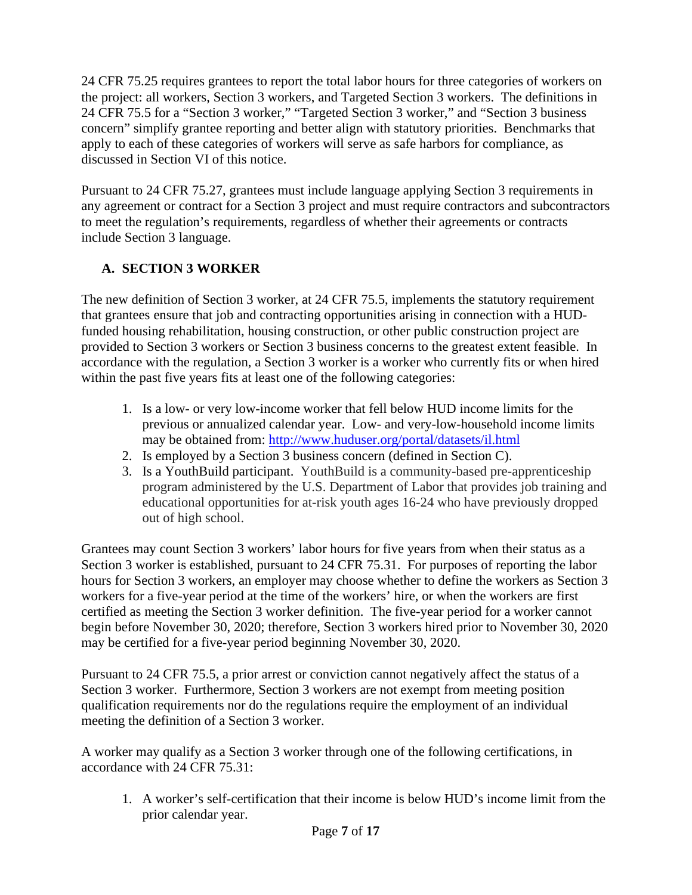24 CFR 75.25 requires grantees to report the total labor hours for three categories of workers on the project: all workers, Section 3 workers, and Targeted Section 3 workers. The definitions in 24 CFR 75.5 for a "Section 3 worker," "Targeted Section 3 worker," and "Section 3 business concern" simplify grantee reporting and better align with statutory priorities. Benchmarks that apply to each of these categories of workers will serve as safe harbors for compliance, as discussed in Section VI of this notice.

Pursuant to 24 CFR 75.27, grantees must include language applying Section 3 requirements in any agreement or contract for a Section 3 project and must require contractors and subcontractors to meet the regulation's requirements, regardless of whether their agreements or contracts include Section 3 language.

## A. SECTION 3 WORKER

The new definition of Section 3 worker, at 24 CFR 75.5, implements the statutory requirement that grantees ensure that job and contracting opportunities arising in connection with a HUD-funded housing rehabilitation, housing construction, or other public construction project are provided to Section 3 workers or Section 3 business concerns to the greatest extent feasible. In accordance with the regulation, a Section 3 worker is a worker who currently fits or when hired within the past five years fits at least one of the following categories:

1. Is a low- or very low-income worker that fell below HUD income limits for the previous or annualized calendar year. Low- and very-low-household income limits may be obtained from: [http://www.huduser.org/portal/datasets/il.html](http://www.huduser.org/portal/datasets/il.html)
2. Is employed by a Section 3 business concern (defined in Section C).
3. Is a YouthBuild participant. YouthBuild is a community-based pre-apprenticeship program administered by the U.S. Department of Labor that provides job training and educational opportunities for at-risk youth ages 16-24 who have previously dropped out of high school.

Grantees may count Section 3 workers' labor hours for five years from when their status as a Section 3 worker is established, pursuant to 24 CFR 75.31. For purposes of reporting the labor hours for Section 3 workers, an employer may choose whether to define the workers as Section 3 workers for a five-year period at the time of the workers' hire, or when the workers are first certified as meeting the Section 3 worker definition. The five-year period for a worker cannot begin before November 30, 2020; therefore, Section 3 workers hired prior to November 30, 2020 may be certified for a five-year period beginning November 30, 2020.

Pursuant to 24 CFR 75.5, a prior arrest or conviction cannot negatively affect the status of a Section 3 worker. Furthermore, Section 3 workers are not exempt from meeting position qualification requirements nor do the regulations require the employment of an individual meeting the definition of a Section 3 worker.

A worker may qualify as a Section 3 worker through one of the following certifications, in accordance with 24 CFR 75.31:

1. A worker's self-certification that their income is below HUD's income limit from the prior calendar year.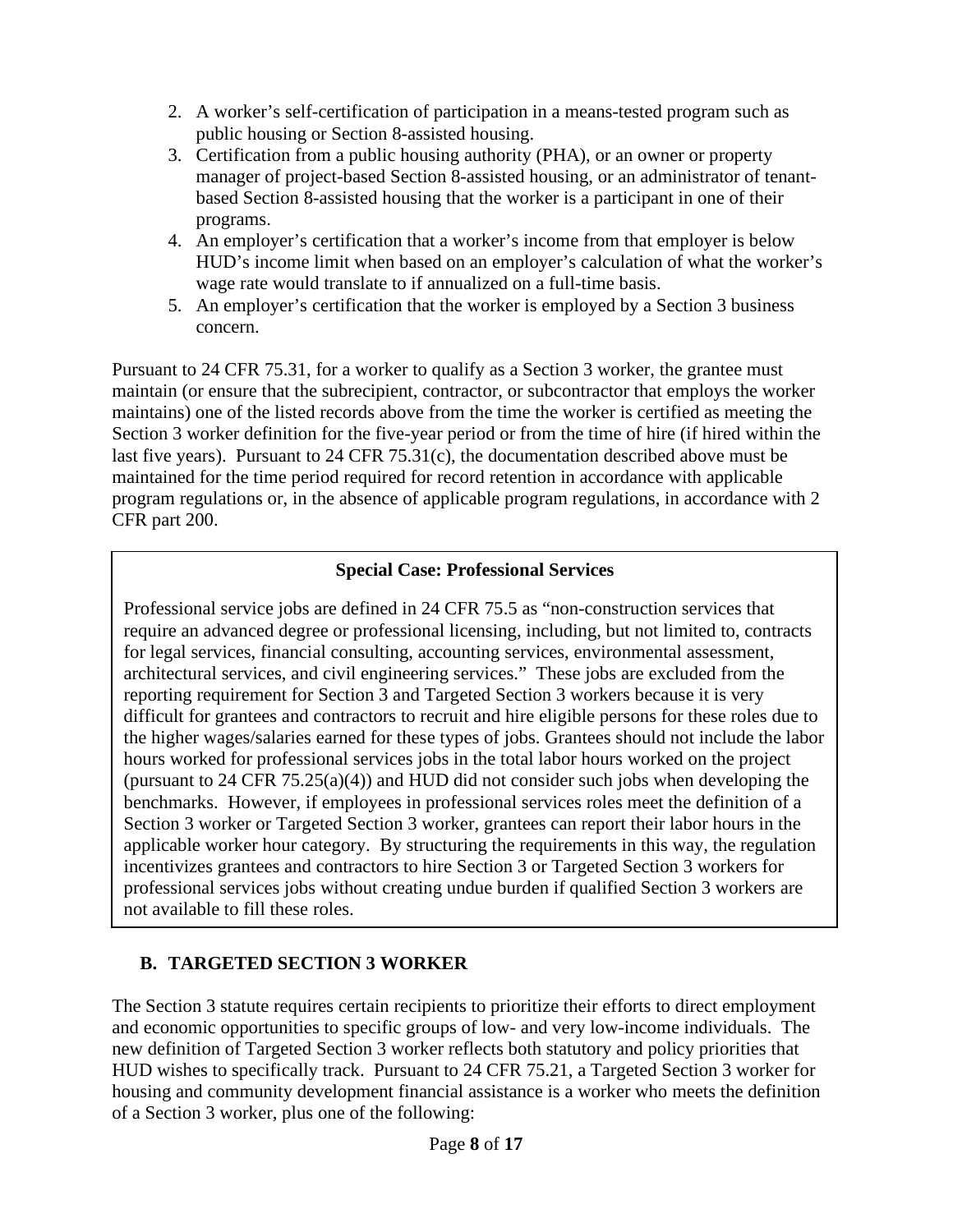2. A worker's self-certification of participation in a means-tested program such as public housing or Section 8-assisted housing.
3. Certification from a public housing authority (PHA), or an owner or property manager of project-based Section 8-assisted housing, or an administrator of tenant-based Section 8-assisted housing that the worker is a participant in one of their programs.
4. An employer's certification that a worker's income from that employer is below HUD's income limit when based on an employer's calculation of what the worker's wage rate would translate to if annualized on a full-time basis.
5. An employer's certification that the worker is employed by a Section 3 business concern.

Pursuant to 24 CFR 75.31, for a worker to qualify as a Section 3 worker, the grantee must maintain (or ensure that the subrecipient, contractor, or subcontractor that employs the worker maintains) one of the listed records above from the time the worker is certified as meeting the Section 3 worker definition for the five-year period or from the time of hire (if hired within the last five years). Pursuant to 24 CFR 75.31(c), the documentation described above must be maintained for the time period required for record retention in accordance with applicable program regulations or, in the absence of applicable program regulations, in accordance with 2 CFR part 200.

> **Special Case: Professional Services**
>
> Professional service jobs are defined in 24 CFR 75.5 as "non-construction services that require an advanced degree or professional licensing, including, but not limited to, contracts for legal services, financial consulting, accounting services, environmental assessment, architectural services, and civil engineering services." These jobs are excluded from the reporting requirement for Section 3 and Targeted Section 3 workers because it is very difficult for grantees and contractors to recruit and hire eligible persons for these roles due to the higher wages/salaries earned for these types of jobs. Grantees should not include the labor hours worked for professional services jobs in the total labor hours worked on the project (pursuant to 24 CFR 75.25(a)(4)) and HUD did not consider such jobs when developing the benchmarks. However, if employees in professional services roles meet the definition of a Section 3 worker or Targeted Section 3 worker, grantees can report their labor hours in the applicable worker hour category. By structuring the requirements in this way, the regulation incentivizes grantees and contractors to hire Section 3 or Targeted Section 3 workers for professional services jobs without creating undue burden if qualified Section 3 workers are not available to fill these roles.

## B. TARGETED SECTION 3 WORKER

The Section 3 statute requires certain recipients to prioritize their efforts to direct employment and economic opportunities to specific groups of low- and very low-income individuals. The new definition of Targeted Section 3 worker reflects both statutory and policy priorities that HUD wishes to specifically track. Pursuant to 24 CFR 75.21, a Targeted Section 3 worker for housing and community development financial assistance is a worker who meets the definition of a Section 3 worker, plus one of the following: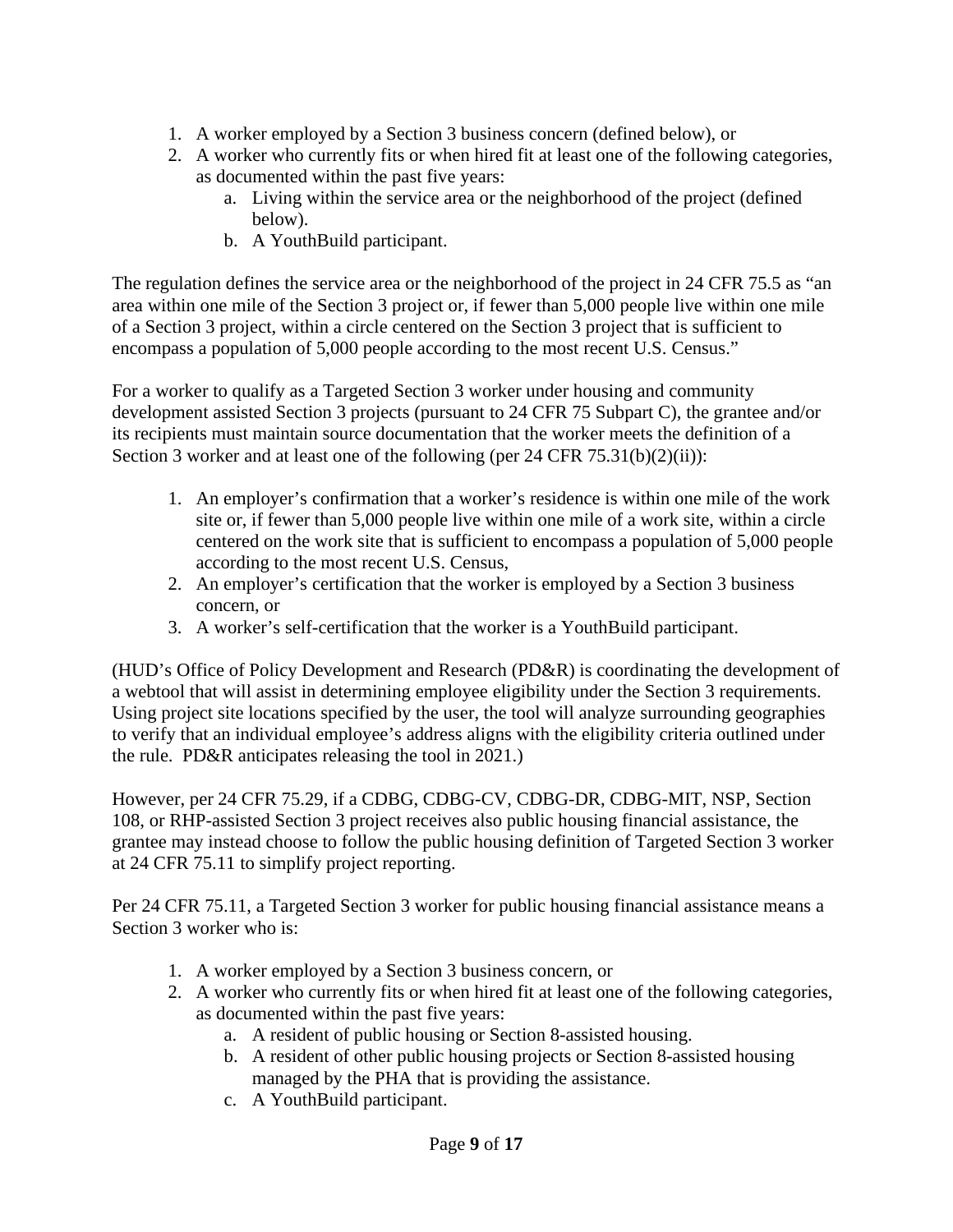1. A worker employed by a Section 3 business concern (defined below), or
2. A worker who currently fits or when hired fit at least one of the following categories, as documented within the past five years:
    a. Living within the service area or the neighborhood of the project (defined below).
    b. A YouthBuild participant.

The regulation defines the service area or the neighborhood of the project in 24 CFR 75.5 as "an area within one mile of the Section 3 project or, if fewer than 5,000 people live within one mile of a Section 3 project, within a circle centered on the Section 3 project that is sufficient to encompass a population of 5,000 people according to the most recent U.S. Census."

For a worker to qualify as a Targeted Section 3 worker under housing and community development assisted Section 3 projects (pursuant to 24 CFR 75 Subpart C), the grantee and/or its recipients must maintain source documentation that the worker meets the definition of a Section 3 worker and at least one of the following (per 24 CFR 75.31(b)(2)(ii)):

1. An employer's confirmation that a worker's residence is within one mile of the work site or, if fewer than 5,000 people live within one mile of a work site, within a circle centered on the work site that is sufficient to encompass a population of 5,000 people according to the most recent U.S. Census,
2. An employer's certification that the worker is employed by a Section 3 business concern, or
3. A worker's self-certification that the worker is a YouthBuild participant.

(HUD's Office of Policy Development and Research (PD&R) is coordinating the development of a webtool that will assist in determining employee eligibility under the Section 3 requirements. Using project site locations specified by the user, the tool will analyze surrounding geographies to verify that an individual employee's address aligns with the eligibility criteria outlined under the rule. PD&R anticipates releasing the tool in 2021.)

However, per 24 CFR 75.29, if a CDBG, CDBG-CV, CDBG-DR, CDBG-MIT, NSP, Section 108, or RHP-assisted Section 3 project receives also public housing financial assistance, the grantee may instead choose to follow the public housing definition of Targeted Section 3 worker at 24 CFR 75.11 to simplify project reporting.

Per 24 CFR 75.11, a Targeted Section 3 worker for public housing financial assistance means a Section 3 worker who is:

1. A worker employed by a Section 3 business concern, or
2. A worker who currently fits or when hired fit at least one of the following categories, as documented within the past five years:
    a. A resident of public housing or Section 8-assisted housing.
    b. A resident of other public housing projects or Section 8-assisted housing managed by the PHA that is providing the assistance.
    c. A YouthBuild participant.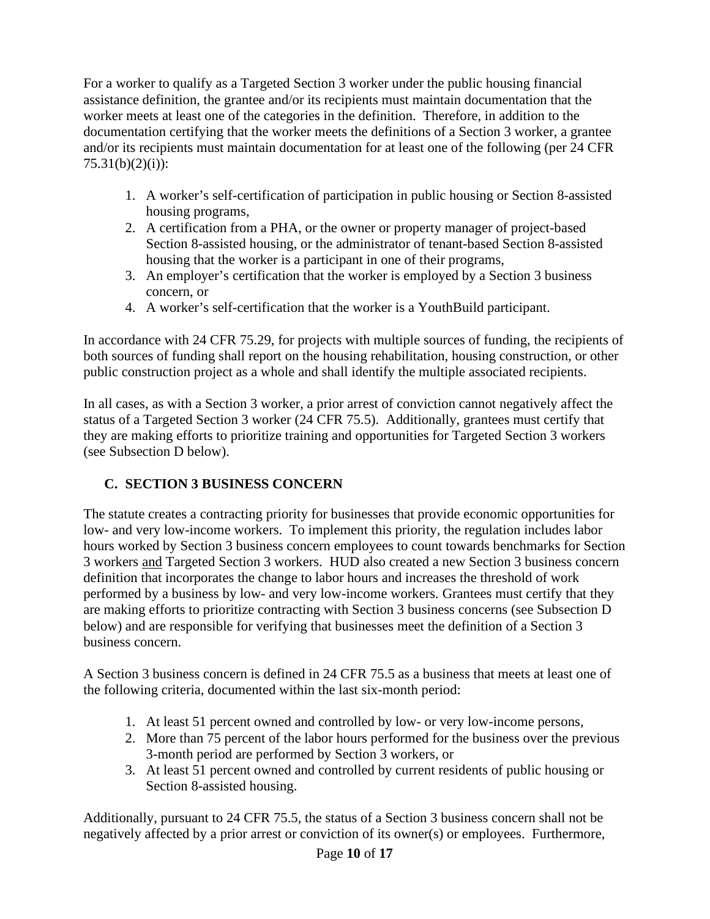For a worker to qualify as a Targeted Section 3 worker under the public housing financial assistance definition, the grantee and/or its recipients must maintain documentation that the worker meets at least one of the categories in the definition. Therefore, in addition to the documentation certifying that the worker meets the definitions of a Section 3 worker, a grantee and/or its recipients must maintain documentation for at least one of the following (per 24 CFR 75.31(b)(2)(i)):

1. A worker's self-certification of participation in public housing or Section 8-assisted housing programs,
2. A certification from a PHA, or the owner or property manager of project-based Section 8-assisted housing, or the administrator of tenant-based Section 8-assisted housing that the worker is a participant in one of their programs,
3. An employer's certification that the worker is employed by a Section 3 business concern, or
4. A worker's self-certification that the worker is a YouthBuild participant.

In accordance with 24 CFR 75.29, for projects with multiple sources of funding, the recipients of both sources of funding shall report on the housing rehabilitation, housing construction, or other public construction project as a whole and shall identify the multiple associated recipients.

In all cases, as with a Section 3 worker, a prior arrest of conviction cannot negatively affect the status of a Targeted Section 3 worker (24 CFR 75.5). Additionally, grantees must certify that they are making efforts to prioritize training and opportunities for Targeted Section 3 workers (see Subsection D below).

### C. SECTION 3 BUSINESS CONCERN

The statute creates a contracting priority for businesses that provide economic opportunities for low- and very low-income workers. To implement this priority, the regulation includes labor hours worked by Section 3 business concern employees to count towards benchmarks for Section 3 workers <u>and</u> Targeted Section 3 workers. HUD also created a new Section 3 business concern definition that incorporates the change to labor hours and increases the threshold of work performed by a business by low- and very low-income workers. Grantees must certify that they are making efforts to prioritize contracting with Section 3 business concerns (see Subsection D below) and are responsible for verifying that businesses meet the definition of a Section 3 business concern.

A Section 3 business concern is defined in 24 CFR 75.5 as a business that meets at least one of the following criteria, documented within the last six-month period:

1. At least 51 percent owned and controlled by low- or very low-income persons,
2. More than 75 percent of the labor hours performed for the business over the previous 3-month period are performed by Section 3 workers, or
3. At least 51 percent owned and controlled by current residents of public housing or Section 8-assisted housing.

Additionally, pursuant to 24 CFR 75.5, the status of a Section 3 business concern shall not be negatively affected by a prior arrest or conviction of its owner(s) or employees. Furthermore,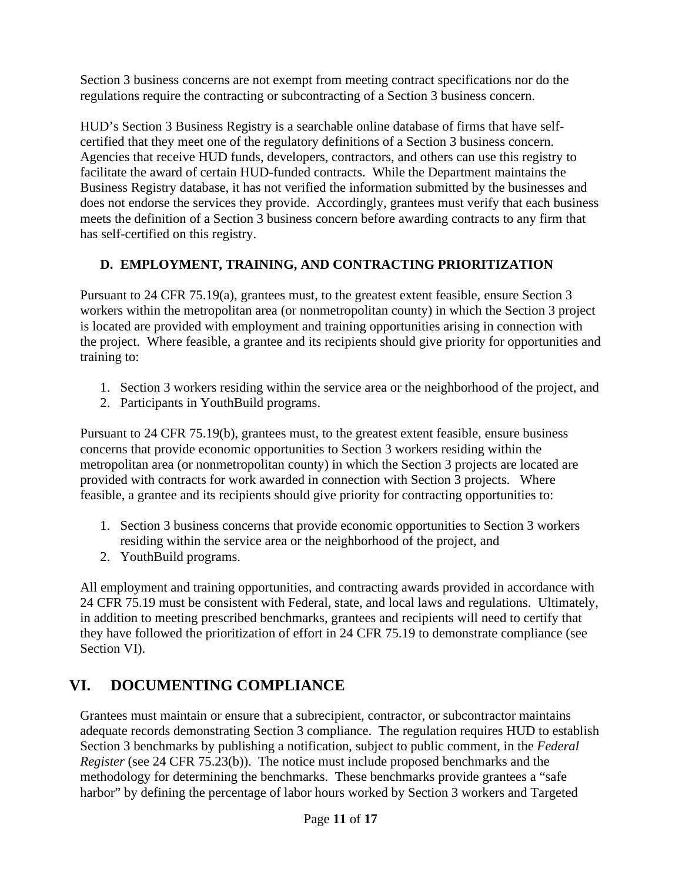Section 3 business concerns are not exempt from meeting contract specifications nor do the regulations require the contracting or subcontracting of a Section 3 business concern.

HUD's Section 3 Business Registry is a searchable online database of firms that have self-certified that they meet one of the regulatory definitions of a Section 3 business concern. Agencies that receive HUD funds, developers, contractors, and others can use this registry to facilitate the award of certain HUD-funded contracts. While the Department maintains the Business Registry database, it has not verified the information submitted by the businesses and does not endorse the services they provide. Accordingly, grantees must verify that each business meets the definition of a Section 3 business concern before awarding contracts to any firm that has self-certified on this registry.

### D. EMPLOYMENT, TRAINING, AND CONTRACTING PRIORITIZATION

Pursuant to 24 CFR 75.19(a), grantees must, to the greatest extent feasible, ensure Section 3 workers within the metropolitan area (or nonmetropolitan county) in which the Section 3 project is located are provided with employment and training opportunities arising in connection with the project. Where feasible, a grantee and its recipients should give priority for opportunities and training to:

1. Section 3 workers residing within the service area or the neighborhood of the project, and
2. Participants in YouthBuild programs.

Pursuant to 24 CFR 75.19(b), grantees must, to the greatest extent feasible, ensure business concerns that provide economic opportunities to Section 3 workers residing within the metropolitan area (or nonmetropolitan county) in which the Section 3 projects are located are provided with contracts for work awarded in connection with Section 3 projects. Where feasible, a grantee and its recipients should give priority for contracting opportunities to:

1. Section 3 business concerns that provide economic opportunities to Section 3 workers residing within the service area or the neighborhood of the project, and
2. YouthBuild programs.

All employment and training opportunities, and contracting awards provided in accordance with 24 CFR 75.19 must be consistent with Federal, state, and local laws and regulations. Ultimately, in addition to meeting prescribed benchmarks, grantees and recipients will need to certify that they have followed the prioritization of effort in 24 CFR 75.19 to demonstrate compliance (see Section VI).

## VI. DOCUMENTING COMPLIANCE

Grantees must maintain or ensure that a subrecipient, contractor, or subcontractor maintains adequate records demonstrating Section 3 compliance. The regulation requires HUD to establish Section 3 benchmarks by publishing a notification, subject to public comment, in the *Federal Register* (see 24 CFR 75.23(b)). The notice must include proposed benchmarks and the methodology for determining the benchmarks. These benchmarks provide grantees a "safe harbor" by defining the percentage of labor hours worked by Section 3 workers and Targeted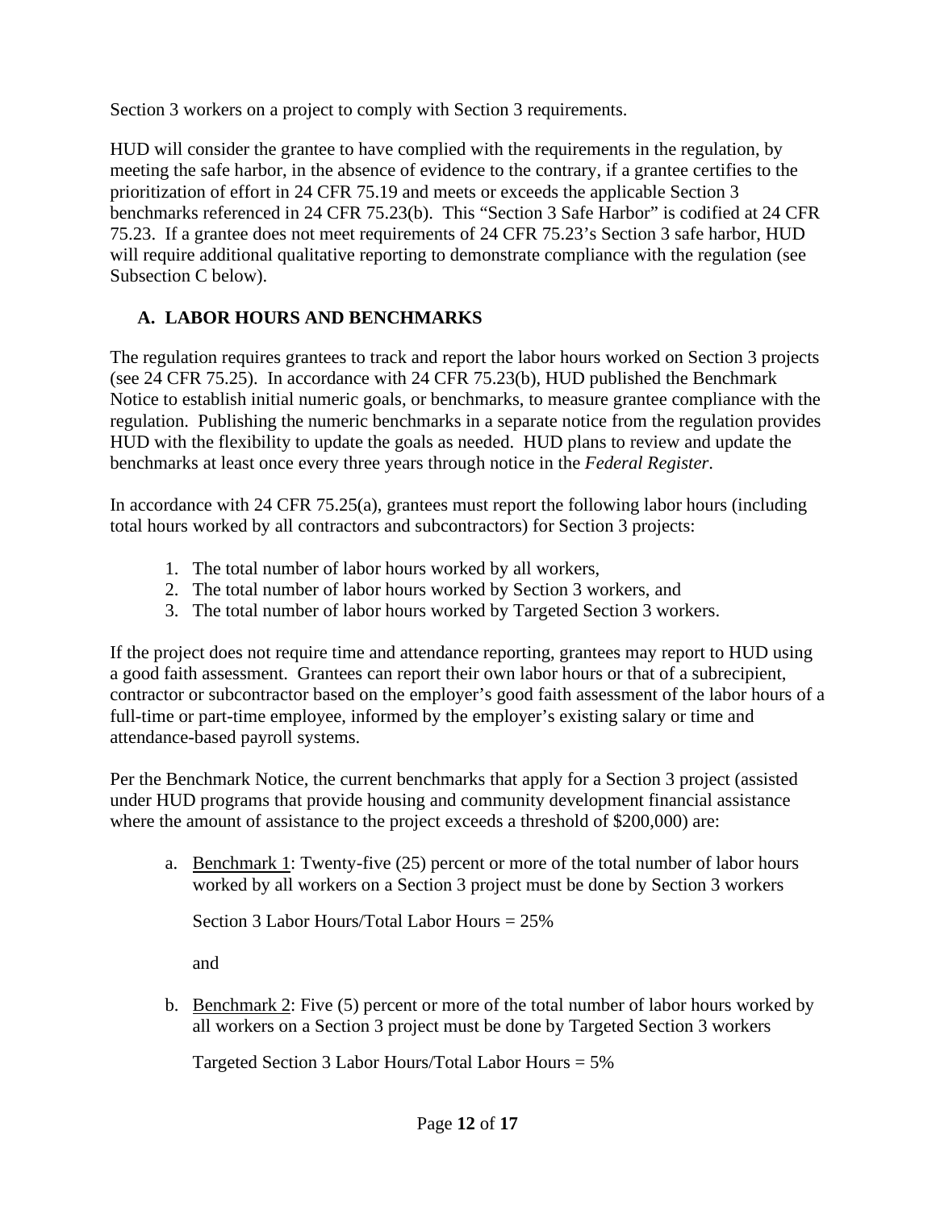Section 3 workers on a project to comply with Section 3 requirements.

HUD will consider the grantee to have complied with the requirements in the regulation, by meeting the safe harbor, in the absence of evidence to the contrary, if a grantee certifies to the prioritization of effort in 24 CFR 75.19 and meets or exceeds the applicable Section 3 benchmarks referenced in 24 CFR 75.23(b). This "Section 3 Safe Harbor" is codified at 24 CFR 75.23. If a grantee does not meet requirements of 24 CFR 75.23's Section 3 safe harbor, HUD will require additional qualitative reporting to demonstrate compliance with the regulation (see Subsection C below).

## A. LABOR HOURS AND BENCHMARKS

The regulation requires grantees to track and report the labor hours worked on Section 3 projects (see 24 CFR 75.25). In accordance with 24 CFR 75.23(b), HUD published the Benchmark Notice to establish initial numeric goals, or benchmarks, to measure grantee compliance with the regulation. Publishing the numeric benchmarks in a separate notice from the regulation provides HUD with the flexibility to update the goals as needed. HUD plans to review and update the benchmarks at least once every three years through notice in the *Federal Register*.

In accordance with 24 CFR 75.25(a), grantees must report the following labor hours (including total hours worked by all contractors and subcontractors) for Section 3 projects:

1. The total number of labor hours worked by all workers,
2. The total number of labor hours worked by Section 3 workers, and
3. The total number of labor hours worked by Targeted Section 3 workers.

If the project does not require time and attendance reporting, grantees may report to HUD using a good faith assessment. Grantees can report their own labor hours or that of a subrecipient, contractor or subcontractor based on the employer's good faith assessment of the labor hours of a full-time or part-time employee, informed by the employer's existing salary or time and attendance-based payroll systems.

Per the Benchmark Notice, the current benchmarks that apply for a Section 3 project (assisted under HUD programs that provide housing and community development financial assistance where the amount of assistance to the project exceeds a threshold of $200,000) are:

a. <u>Benchmark 1</u>: Twenty-five (25) percent or more of the total number of labor hours worked by all workers on a Section 3 project must be done by Section 3 workers

   Section 3 Labor Hours/Total Labor Hours = 25%

   and

b. <u>Benchmark 2</u>: Five (5) percent or more of the total number of labor hours worked by all workers on a Section 3 project must be done by Targeted Section 3 workers

   Targeted Section 3 Labor Hours/Total Labor Hours = 5%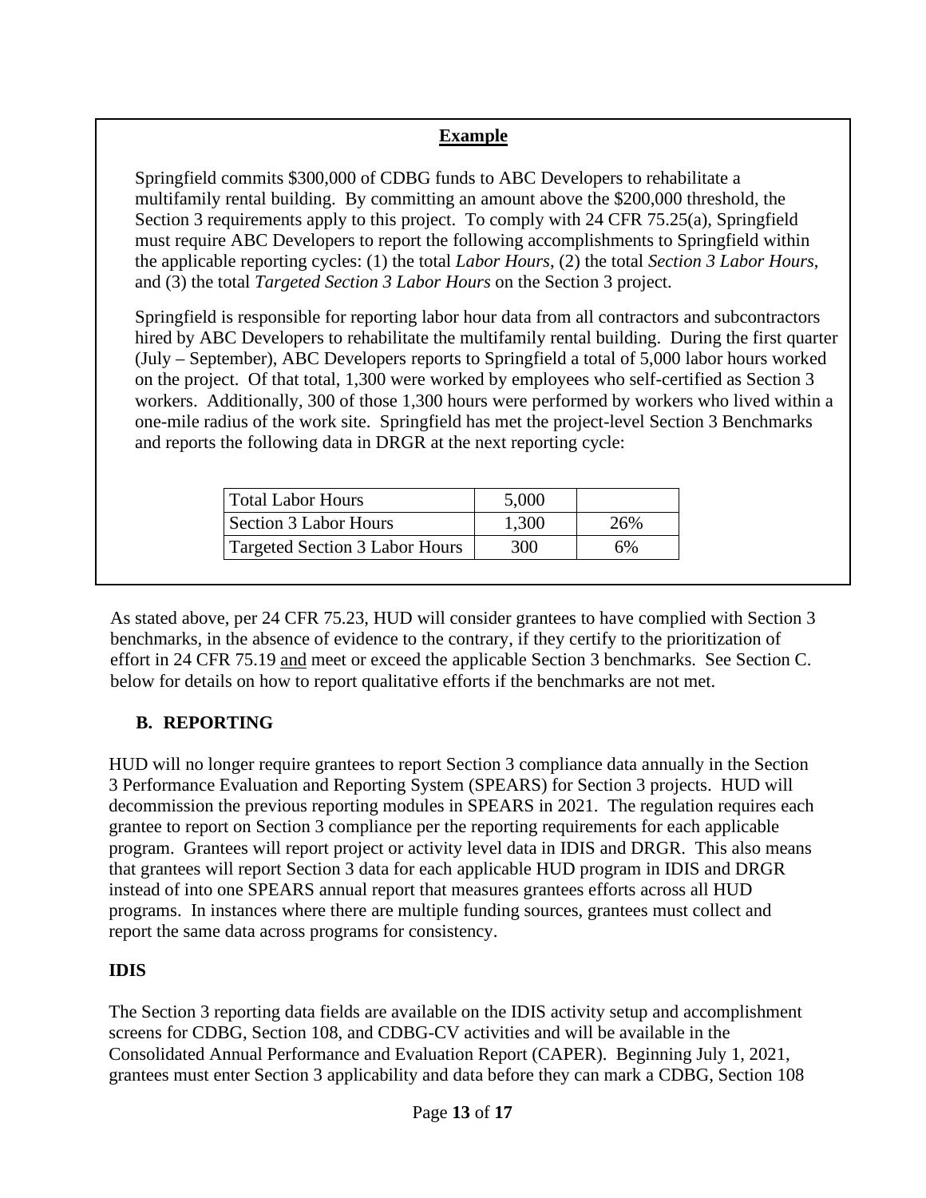**Example**

Springfield commits $300,000 of CDBG funds to ABC Developers to rehabilitate a multifamily rental building. By committing an amount above the $200,000 threshold, the Section 3 requirements apply to this project. To comply with 24 CFR 75.25(a), Springfield must require ABC Developers to report the following accomplishments to Springfield within the applicable reporting cycles: (1) the total *Labor Hours*, (2) the total *Section 3 Labor Hours*, and (3) the total *Targeted Section 3 Labor Hours* on the Section 3 project.

Springfield is responsible for reporting labor hour data from all contractors and subcontractors hired by ABC Developers to rehabilitate the multifamily rental building. During the first quarter (July – September), ABC Developers reports to Springfield a total of 5,000 labor hours worked on the project. Of that total, 1,300 were worked by employees who self-certified as Section 3 workers. Additionally, 300 of those 1,300 hours were performed by workers who lived within a one-mile radius of the work site. Springfield has met the project-level Section 3 Benchmarks and reports the following data in DRGR at the next reporting cycle:

| Total Labor Hours | 5,000 | |
|---|---|---|
| Section 3 Labor Hours | 1,300 | 26% |
| Targeted Section 3 Labor Hours | 300 | 6% |

As stated above, per 24 CFR 75.23, HUD will consider grantees to have complied with Section 3 benchmarks, in the absence of evidence to the contrary, if they certify to the prioritization of effort in 24 CFR 75.19 and meet or exceed the applicable Section 3 benchmarks. See Section C. below for details on how to report qualitative efforts if the benchmarks are not met.

## B. REPORTING

HUD will no longer require grantees to report Section 3 compliance data annually in the Section 3 Performance Evaluation and Reporting System (SPEARS) for Section 3 projects. HUD will decommission the previous reporting modules in SPEARS in 2021. The regulation requires each grantee to report on Section 3 compliance per the reporting requirements for each applicable program. Grantees will report project or activity level data in IDIS and DRGR. This also means that grantees will report Section 3 data for each applicable HUD program in IDIS and DRGR instead of into one SPEARS annual report that measures grantees efforts across all HUD programs. In instances where there are multiple funding sources, grantees must collect and report the same data across programs for consistency.

### IDIS

The Section 3 reporting data fields are available on the IDIS activity setup and accomplishment screens for CDBG, Section 108, and CDBG-CV activities and will be available in the Consolidated Annual Performance and Evaluation Report (CAPER). Beginning July 1, 2021, grantees must enter Section 3 applicability and data before they can mark a CDBG, Section 108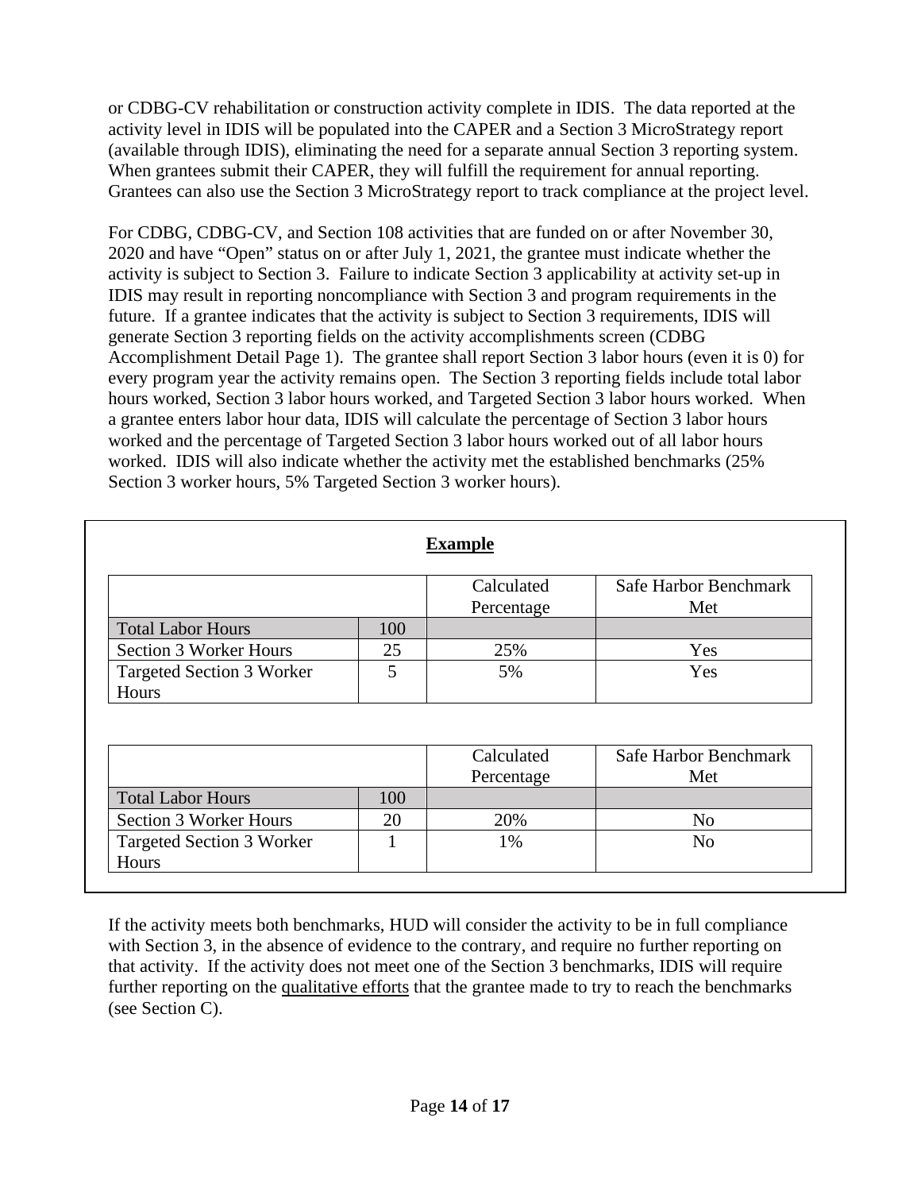or CDBG-CV rehabilitation or construction activity complete in IDIS. The data reported at the activity level in IDIS will be populated into the CAPER and a Section 3 MicroStrategy report (available through IDIS), eliminating the need for a separate annual Section 3 reporting system. When grantees submit their CAPER, they will fulfill the requirement for annual reporting. Grantees can also use the Section 3 MicroStrategy report to track compliance at the project level.

For CDBG, CDBG-CV, and Section 108 activities that are funded on or after November 30, 2020 and have "Open" status on or after July 1, 2021, the grantee must indicate whether the activity is subject to Section 3. Failure to indicate Section 3 applicability at activity set-up in IDIS may result in reporting noncompliance with Section 3 and program requirements in the future. If a grantee indicates that the activity is subject to Section 3 requirements, IDIS will generate Section 3 reporting fields on the activity accomplishments screen (CDBG Accomplishment Detail Page 1). The grantee shall report Section 3 labor hours (even it is 0) for every program year the activity remains open. The Section 3 reporting fields include total labor hours worked, Section 3 labor hours worked, and Targeted Section 3 labor hours worked. When a grantee enters labor hour data, IDIS will calculate the percentage of Section 3 labor hours worked and the percentage of Targeted Section 3 labor hours worked out of all labor hours worked. IDIS will also indicate whether the activity met the established benchmarks (25% Section 3 worker hours, 5% Targeted Section 3 worker hours).

**Example**

| | | Calculated Percentage | Safe Harbor Benchmark Met |
|---|---|---|---|
| Total Labor Hours | 100 | | |
| Section 3 Worker Hours | 25 | 25% | Yes |
| Targeted Section 3 Worker Hours | 5 | 5% | Yes |

| | | Calculated Percentage | Safe Harbor Benchmark Met |
|---|---|---|---|
| Total Labor Hours | 100 | | |
| Section 3 Worker Hours | 20 | 20% | No |
| Targeted Section 3 Worker Hours | 1 | 1% | No |

If the activity meets both benchmarks, HUD will consider the activity to be in full compliance with Section 3, in the absence of evidence to the contrary, and require no further reporting on that activity. If the activity does not meet one of the Section 3 benchmarks, IDIS will require further reporting on the qualitative efforts that the grantee made to try to reach the benchmarks (see Section C).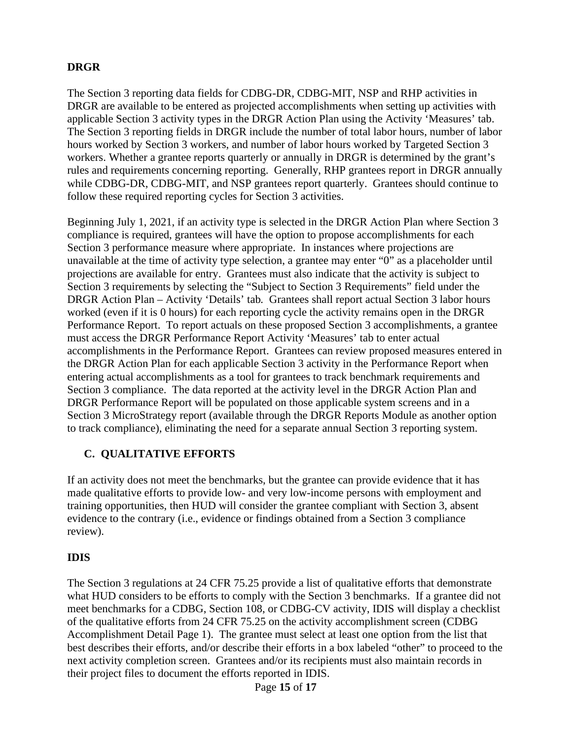**DRGR**

The Section 3 reporting data fields for CDBG-DR, CDBG-MIT, NSP and RHP activities in DRGR are available to be entered as projected accomplishments when setting up activities with applicable Section 3 activity types in the DRGR Action Plan using the Activity 'Measures' tab. The Section 3 reporting fields in DRGR include the number of total labor hours, number of labor hours worked by Section 3 workers, and number of labor hours worked by Targeted Section 3 workers. Whether a grantee reports quarterly or annually in DRGR is determined by the grant's rules and requirements concerning reporting. Generally, RHP grantees report in DRGR annually while CDBG-DR, CDBG-MIT, and NSP grantees report quarterly. Grantees should continue to follow these required reporting cycles for Section 3 activities.

Beginning July 1, 2021, if an activity type is selected in the DRGR Action Plan where Section 3 compliance is required, grantees will have the option to propose accomplishments for each Section 3 performance measure where appropriate. In instances where projections are unavailable at the time of activity type selection, a grantee may enter "0" as a placeholder until projections are available for entry. Grantees must also indicate that the activity is subject to Section 3 requirements by selecting the "Subject to Section 3 Requirements" field under the DRGR Action Plan – Activity 'Details' tab. Grantees shall report actual Section 3 labor hours worked (even if it is 0 hours) for each reporting cycle the activity remains open in the DRGR Performance Report. To report actuals on these proposed Section 3 accomplishments, a grantee must access the DRGR Performance Report Activity 'Measures' tab to enter actual accomplishments in the Performance Report. Grantees can review proposed measures entered in the DRGR Action Plan for each applicable Section 3 activity in the Performance Report when entering actual accomplishments as a tool for grantees to track benchmark requirements and Section 3 compliance. The data reported at the activity level in the DRGR Action Plan and DRGR Performance Report will be populated on those applicable system screens and in a Section 3 MicroStrategy report (available through the DRGR Reports Module as another option to track compliance), eliminating the need for a separate annual Section 3 reporting system.

## C. QUALITATIVE EFFORTS

If an activity does not meet the benchmarks, but the grantee can provide evidence that it has made qualitative efforts to provide low- and very low-income persons with employment and training opportunities, then HUD will consider the grantee compliant with Section 3, absent evidence to the contrary (i.e., evidence or findings obtained from a Section 3 compliance review).

**IDIS**

The Section 3 regulations at 24 CFR 75.25 provide a list of qualitative efforts that demonstrate what HUD considers to be efforts to comply with the Section 3 benchmarks. If a grantee did not meet benchmarks for a CDBG, Section 108, or CDBG-CV activity, IDIS will display a checklist of the qualitative efforts from 24 CFR 75.25 on the activity accomplishment screen (CDBG Accomplishment Detail Page 1). The grantee must select at least one option from the list that best describes their efforts, and/or describe their efforts in a box labeled "other" to proceed to the next activity completion screen. Grantees and/or its recipients must also maintain records in their project files to document the efforts reported in IDIS.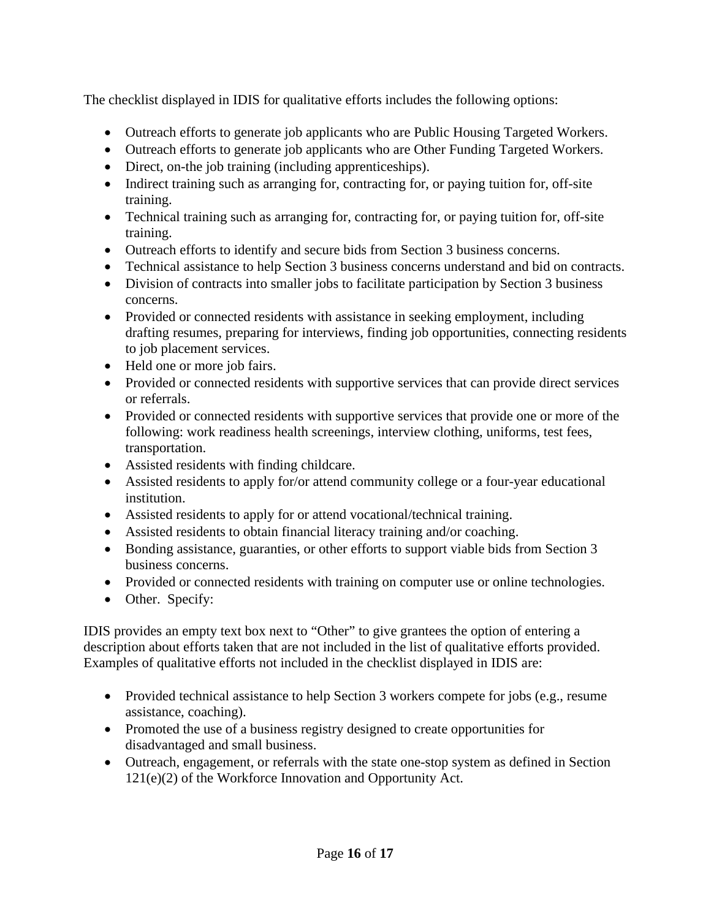The checklist displayed in IDIS for qualitative efforts includes the following options:

- Outreach efforts to generate job applicants who are Public Housing Targeted Workers.
- Outreach efforts to generate job applicants who are Other Funding Targeted Workers.
- Direct, on-the job training (including apprenticeships).
- Indirect training such as arranging for, contracting for, or paying tuition for, off-site training.
- Technical training such as arranging for, contracting for, or paying tuition for, off-site training.
- Outreach efforts to identify and secure bids from Section 3 business concerns.
- Technical assistance to help Section 3 business concerns understand and bid on contracts.
- Division of contracts into smaller jobs to facilitate participation by Section 3 business concerns.
- Provided or connected residents with assistance in seeking employment, including drafting resumes, preparing for interviews, finding job opportunities, connecting residents to job placement services.
- Held one or more job fairs.
- Provided or connected residents with supportive services that can provide direct services or referrals.
- Provided or connected residents with supportive services that provide one or more of the following: work readiness health screenings, interview clothing, uniforms, test fees, transportation.
- Assisted residents with finding childcare.
- Assisted residents to apply for/or attend community college or a four-year educational institution.
- Assisted residents to apply for or attend vocational/technical training.
- Assisted residents to obtain financial literacy training and/or coaching.
- Bonding assistance, guaranties, or other efforts to support viable bids from Section 3 business concerns.
- Provided or connected residents with training on computer use or online technologies.
- Other. Specify:

IDIS provides an empty text box next to "Other" to give grantees the option of entering a description about efforts taken that are not included in the list of qualitative efforts provided. Examples of qualitative efforts not included in the checklist displayed in IDIS are:

- Provided technical assistance to help Section 3 workers compete for jobs (e.g., resume assistance, coaching).
- Promoted the use of a business registry designed to create opportunities for disadvantaged and small business.
- Outreach, engagement, or referrals with the state one-stop system as defined in Section 121(e)(2) of the Workforce Innovation and Opportunity Act.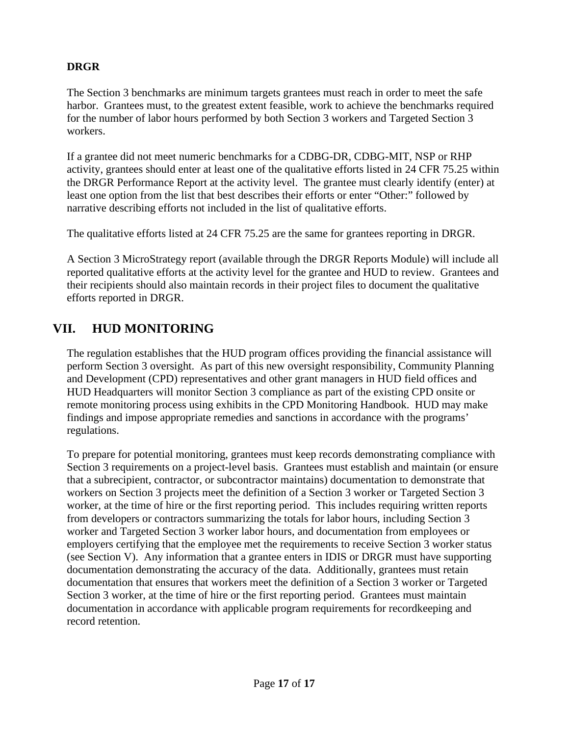### DRGR

The Section 3 benchmarks are minimum targets grantees must reach in order to meet the safe harbor. Grantees must, to the greatest extent feasible, work to achieve the benchmarks required for the number of labor hours performed by both Section 3 workers and Targeted Section 3 workers.

If a grantee did not meet numeric benchmarks for a CDBG-DR, CDBG-MIT, NSP or RHP activity, grantees should enter at least one of the qualitative efforts listed in 24 CFR 75.25 within the DRGR Performance Report at the activity level. The grantee must clearly identify (enter) at least one option from the list that best describes their efforts or enter "Other:" followed by narrative describing efforts not included in the list of qualitative efforts.

The qualitative efforts listed at 24 CFR 75.25 are the same for grantees reporting in DRGR.

A Section 3 MicroStrategy report (available through the DRGR Reports Module) will include all reported qualitative efforts at the activity level for the grantee and HUD to review. Grantees and their recipients should also maintain records in their project files to document the qualitative efforts reported in DRGR.

## VII. HUD MONITORING

The regulation establishes that the HUD program offices providing the financial assistance will perform Section 3 oversight. As part of this new oversight responsibility, Community Planning and Development (CPD) representatives and other grant managers in HUD field offices and HUD Headquarters will monitor Section 3 compliance as part of the existing CPD onsite or remote monitoring process using exhibits in the CPD Monitoring Handbook. HUD may make findings and impose appropriate remedies and sanctions in accordance with the programs' regulations.

To prepare for potential monitoring, grantees must keep records demonstrating compliance with Section 3 requirements on a project-level basis. Grantees must establish and maintain (or ensure that a subrecipient, contractor, or subcontractor maintains) documentation to demonstrate that workers on Section 3 projects meet the definition of a Section 3 worker or Targeted Section 3 worker, at the time of hire or the first reporting period. This includes requiring written reports from developers or contractors summarizing the totals for labor hours, including Section 3 worker and Targeted Section 3 worker labor hours, and documentation from employees or employers certifying that the employee met the requirements to receive Section 3 worker status (see Section V). Any information that a grantee enters in IDIS or DRGR must have supporting documentation demonstrating the accuracy of the data. Additionally, grantees must retain documentation that ensures that workers meet the definition of a Section 3 worker or Targeted Section 3 worker, at the time of hire or the first reporting period. Grantees must maintain documentation in accordance with applicable program requirements for recordkeeping and record retention.